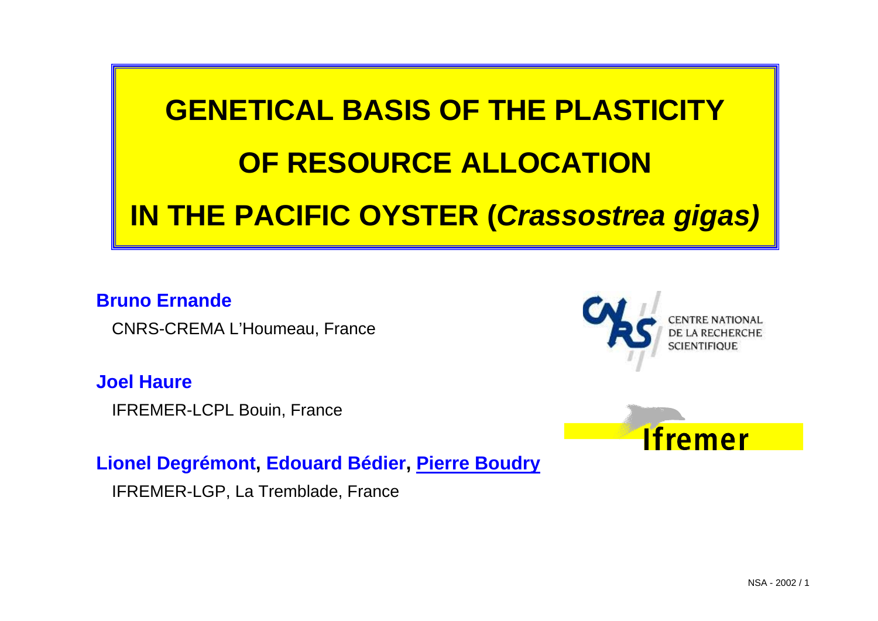# GENETICAL BASIS OF THE PLASTICITY OF RESOURCE ALLOCATION IN THE PACIFIC OYSTER (*Crassostrea gigas)*

**Bruno Ernande**

CNRS-CREMA L'Houmeau, France

**Joel Haure**

IFREMER-LCPL Bouin, France

**Lionel Degrémont, Edouard Bédier, Pierre Boudry**

IFREMER-LGP, La Tremblade, France

CENTRE NATIONAL DE LA RECHERCHE SCIENTIFIQUE

Ifremer

NSA - 2002 / 1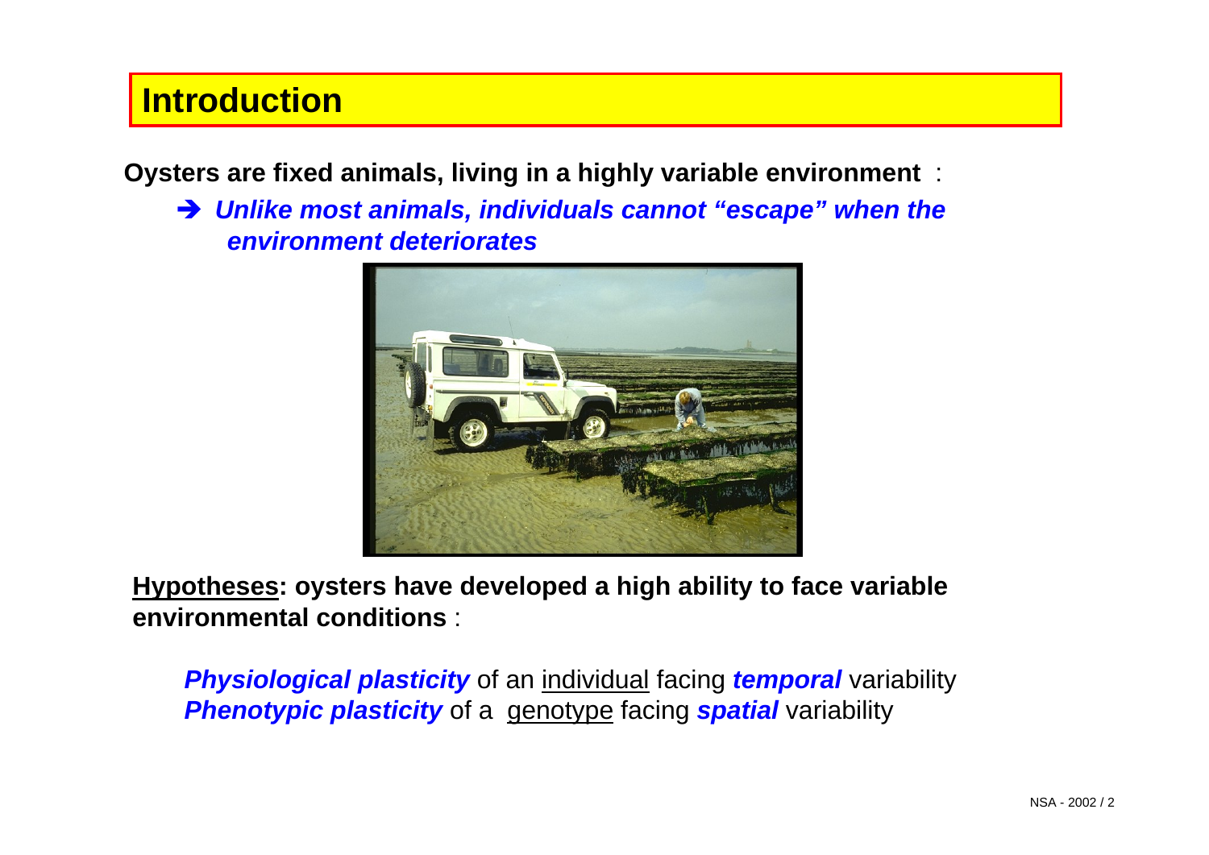# Introduction

**Oysters are fixed animals, living in a highly variable environment** :

➔ ***Unlike most animals, individuals cannot "escape" when the environment deteriorates***

**Hypotheses: oysters have developed a high ability to face variable environmental conditions** :

***Physiological plasticity*** of an individual facing ***temporal*** variability
***Phenotypic plasticity*** of a genotype facing ***spatial*** variability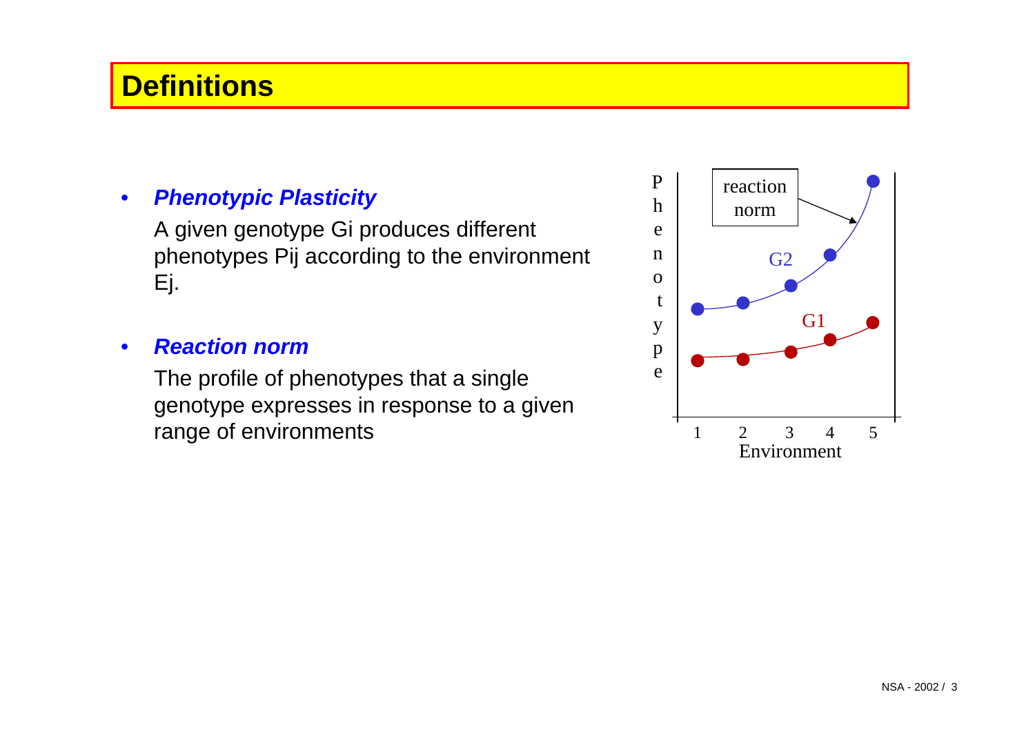# Definitions

- ***Phenotypic Plasticity***

  A given genotype Gi produces different phenotypes Pij according to the environment Ej.

- ***Reaction norm***

  The profile of phenotypes that a single genotype expresses in response to a given range of environments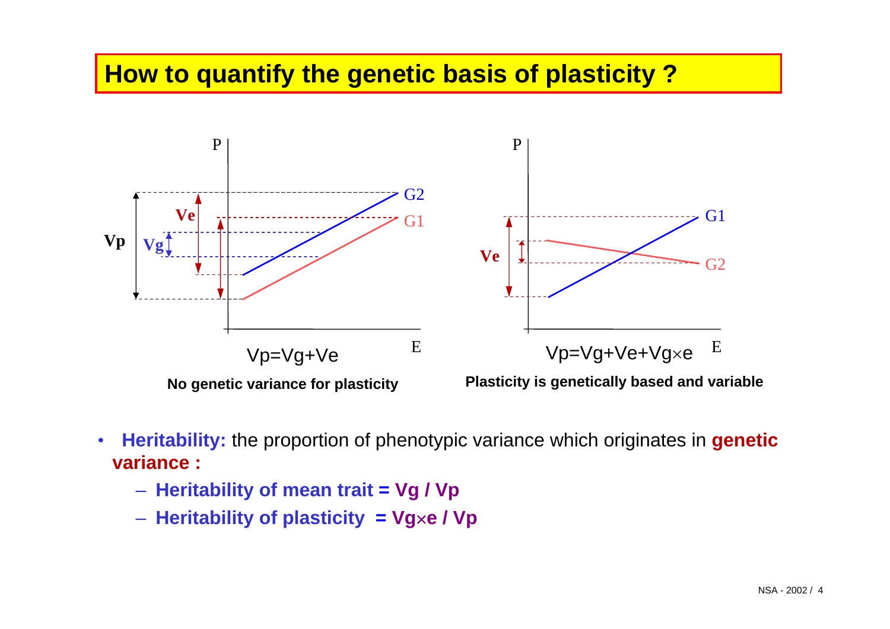# How to quantify the genetic basis of plasticity ?

$Vp = Vg + Ve$

**No genetic variance for plasticity**

$Vp = Vg + Ve + Vg \times e$

**Plasticity is genetically based and variable**

- **Heritability:** the proportion of phenotypic variance which originates in **genetic variance :**
  - **Heritability of mean trait = $Vg / Vp$**
  - **Heritability of plasticity = $Vg \times e / Vp$**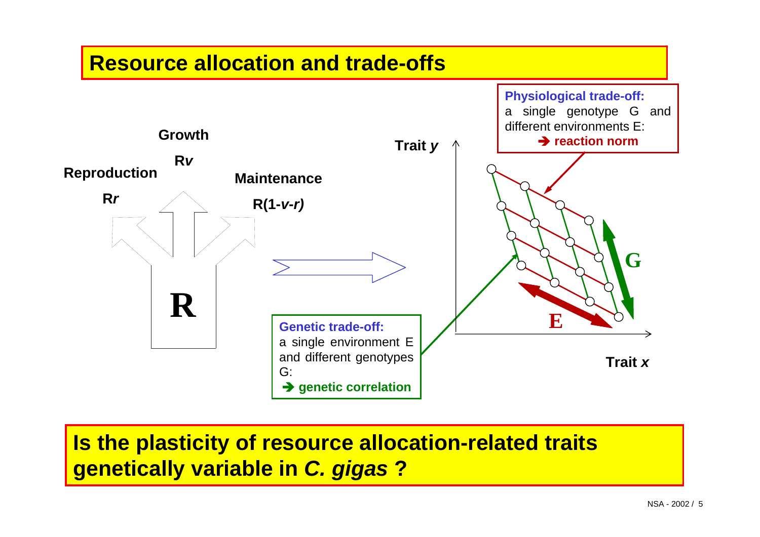# Resource allocation and trade-offs

Growth

R$v$

Reproduction

R$r$

Maintenance

R(1-$v$-$r$)

**R**

**Physiological trade-off:** a single genotype G and different environments E: ➔ **reaction norm**

**Genetic trade-off:** a single environment E and different genotypes G: ➔ **genetic correlation**

Trait $y$

Trait $x$

**G**

**E**

## Is the plasticity of resource allocation-related traits genetically variable in *C. gigas* ?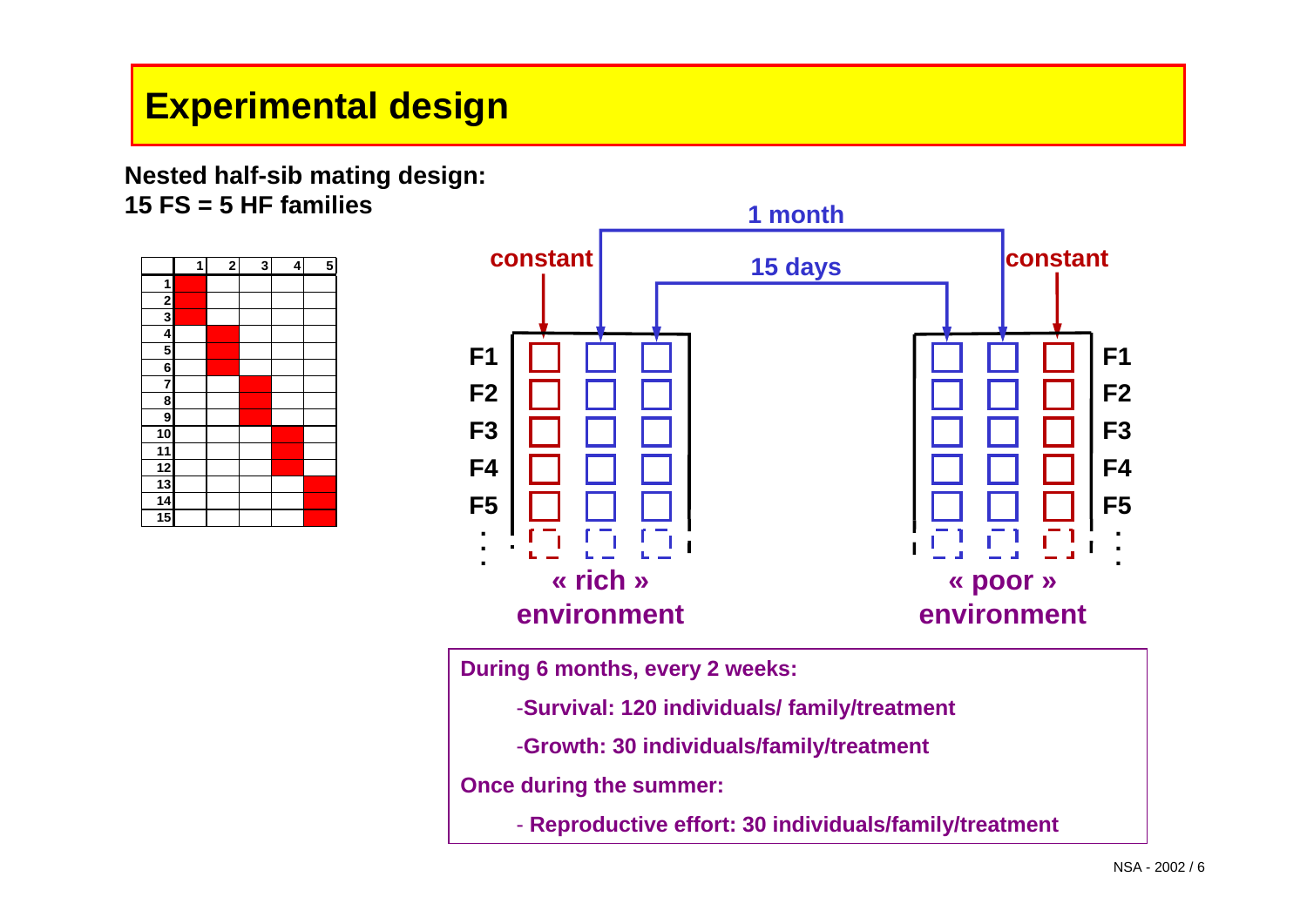# Experimental design

**Nested half-sib mating design:**
**15 FS = 5 HF families**

| | 1 | 2 | 3 | 4 | 5 |
|---|---|---|---|---|---|
| 1 | ■ | | | | |
| 2 | ■ | | | | |
| 3 | ■ | | | | |
| 4 | | ■ | | | |
| 5 | | ■ | | | |
| 6 | | ■ | | | |
| 7 | | | ■ | | |
| 8 | | | ■ | | |
| 9 | | | ■ | | |
| 10 | | | | ■ | |
| 11 | | | | ■ | |
| 12 | | | | ■ | |
| 13 | | | | | ■ |
| 14 | | | | | ■ |
| 15 | | | | | ■ |

1 month

15 days

constant | constant

F1 F2 F3 F4 F5

**« rich » environment** | **« poor » environment**

**During 6 months, every 2 weeks:**

- **Survival: 120 individuals/ family/treatment**
- **Growth: 30 individuals/family/treatment**

**Once during the summer:**

- **Reproductive effort: 30 individuals/family/treatment**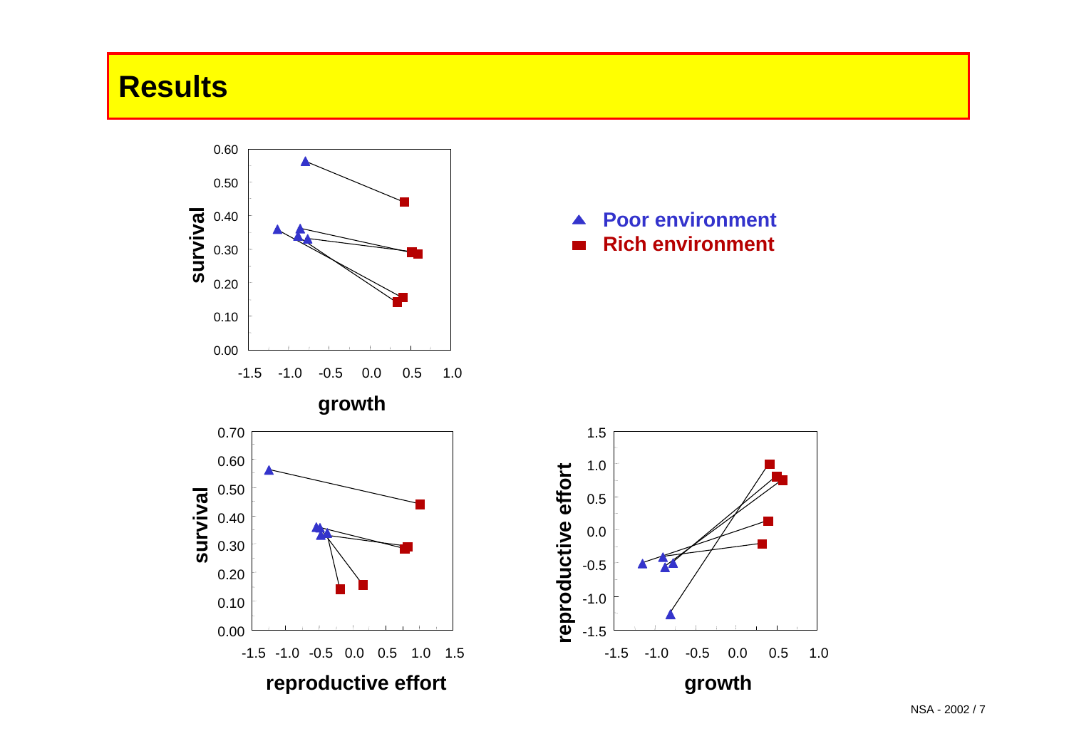# Results

▲ **Poor environment**
■ **Rich environment**

survival

growth

survival

reproductive effort

reproductive effort

growth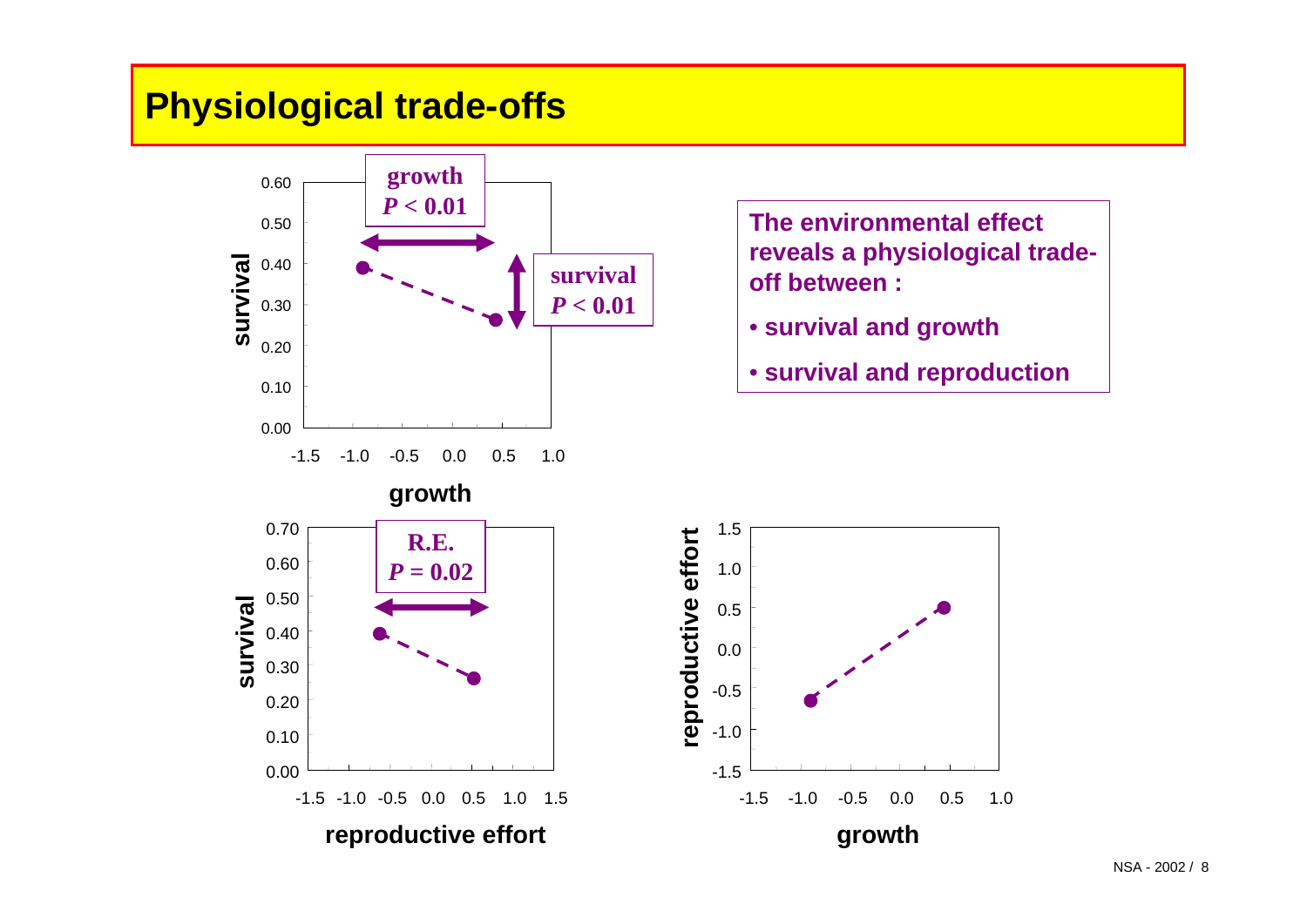# Physiological trade-offs

**The environmental effect reveals a physiological trade-off between :**

- **survival and growth**
- **survival and reproduction**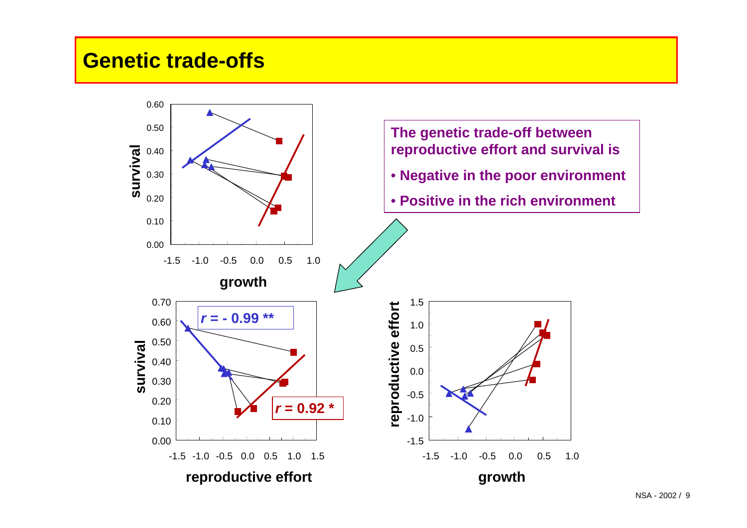# Genetic trade-offs

**The genetic trade-off between reproductive effort and survival is**

- **Negative in the poor environment**
- **Positive in the rich environment**

$r = -0.99$ **

$r = 0.92$ *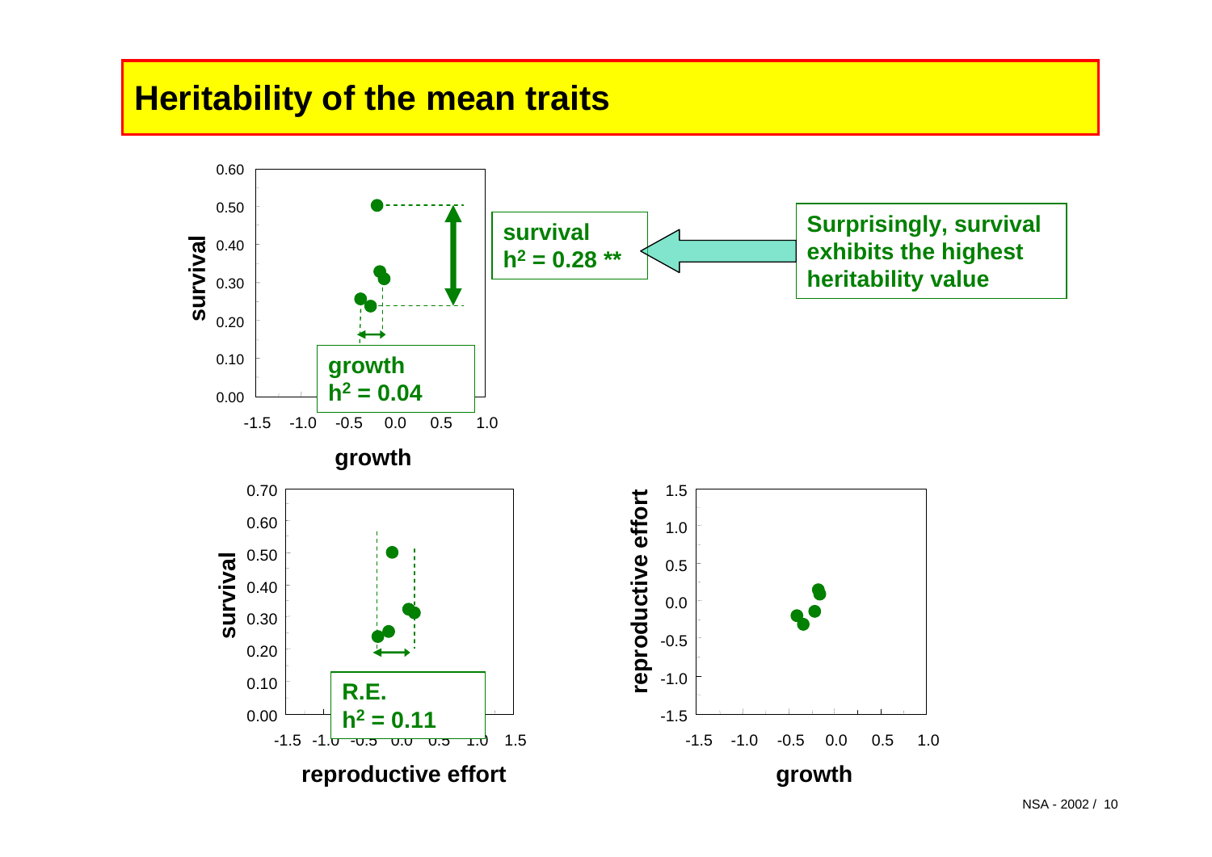# Heritability of the mean traits

**survival**
**$h^2 = 0.28$ \*\***

**Surprisingly, survival exhibits the highest heritability value**

**growth**
**$h^2 = 0.04$**

**R.E.**
**$h^2 = 0.11$**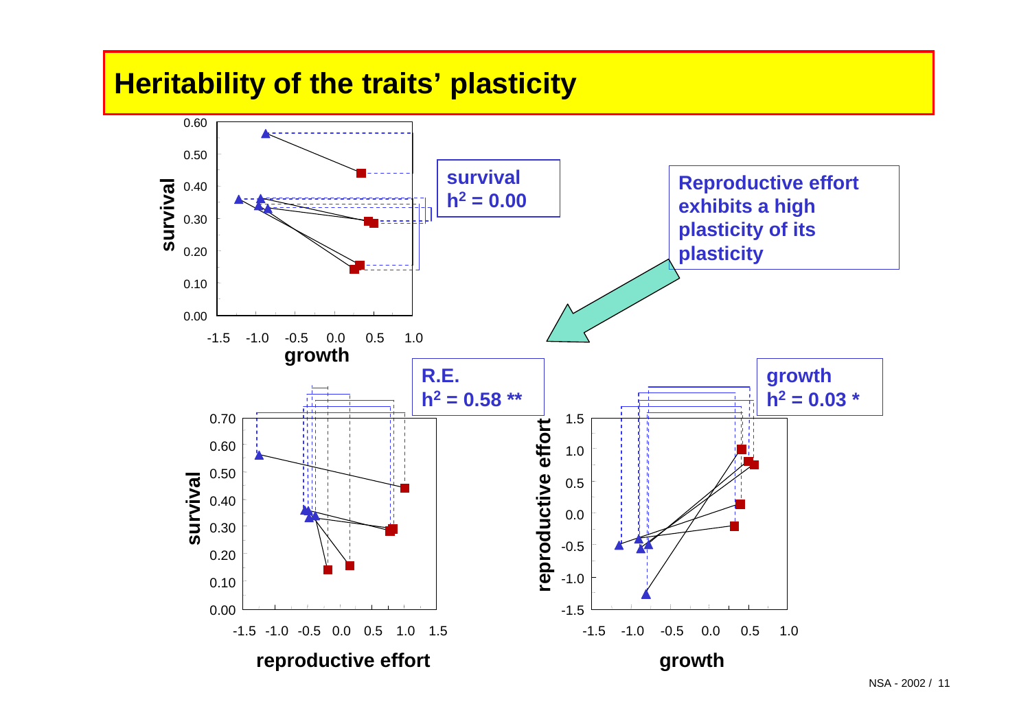# Heritability of the traits' plasticity

**survival**
$h^2 = 0.00$

**Reproductive effort exhibits a high plasticity of its plasticity**

**R.E.**
$h^2 = 0.58$ **

**growth**
$h^2 = 0.03$ *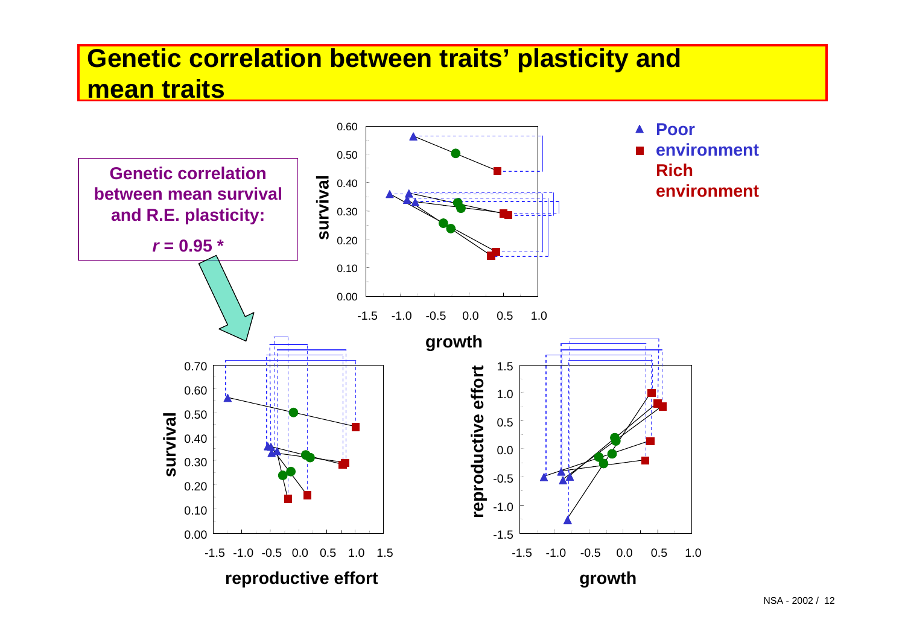# Genetic correlation between traits' plasticity and mean traits

**Genetic correlation between mean survival and R.E. plasticity:**

***r* = 0.95 \***

▲ **Poor environment**

■ **Rich environment**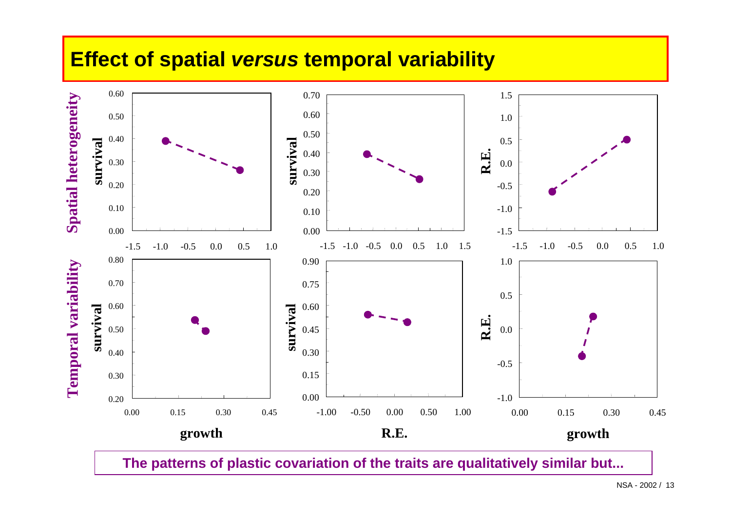# Effect of spatial *versus* temporal variability

**The patterns of plastic covariation of the traits are qualitatively similar but...**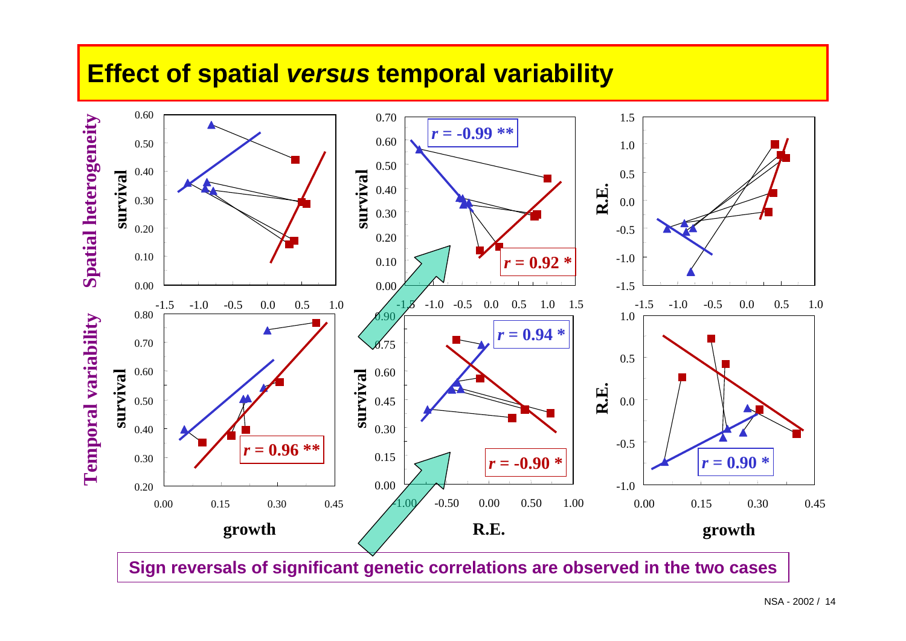# Effect of spatial *versus* temporal variability

**Spatial heterogeneity**

- survival vs. growth
- survival vs. R.E.: *r* = -0.99 ** ; *r* = 0.92 *
- R.E. vs. growth

**Temporal variability**

- survival vs. growth: *r* = 0.96 **
- survival vs. R.E.: *r* = 0.94 * ; *r* = -0.90 *
- R.E. vs. growth: *r* = 0.90 *

**Sign reversals of significant genetic correlations are observed in the two cases**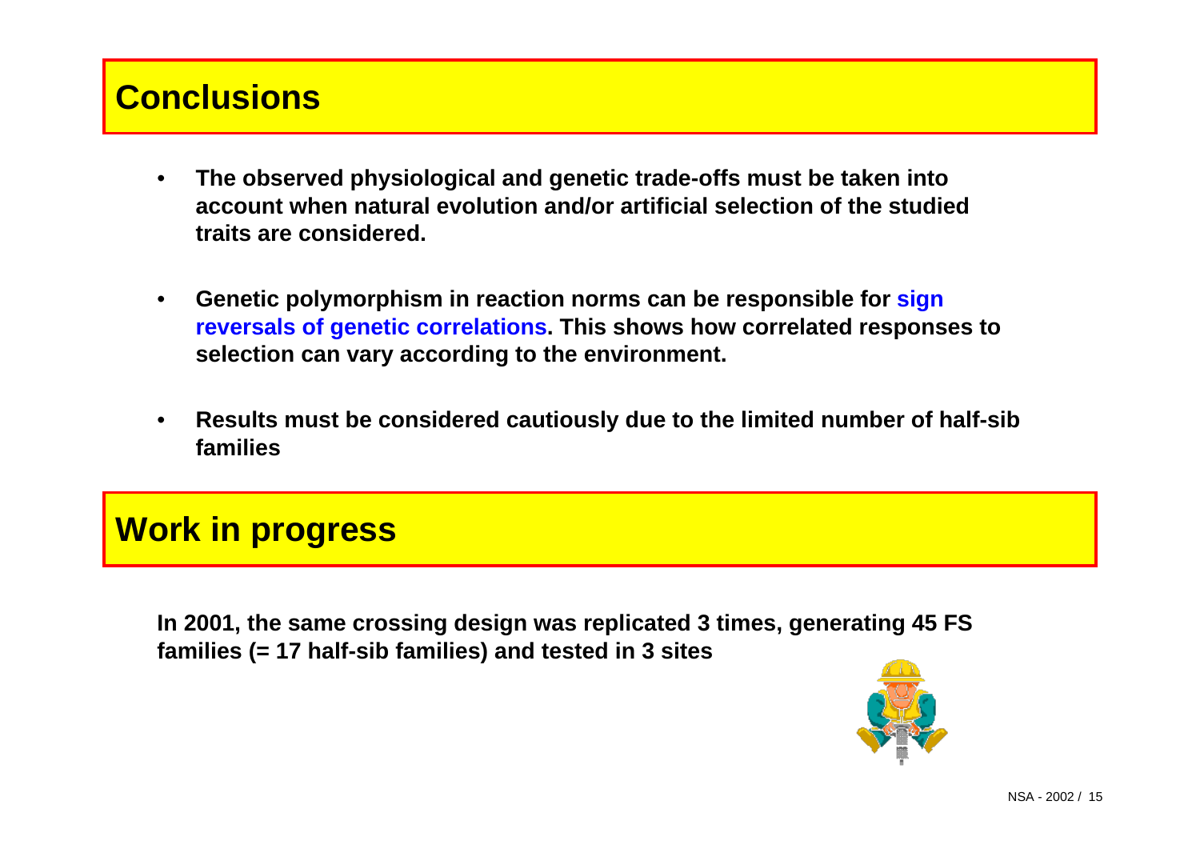## Conclusions

- **The observed physiological and genetic trade-offs must be taken into account when natural evolution and/or artificial selection of the studied traits are considered.**
- **Genetic polymorphism in reaction norms can be responsible for sign reversals of genetic correlations. This shows how correlated responses to selection can vary according to the environment.**
- **Results must be considered cautiously due to the limited number of half-sib families**

## Work in progress

**In 2001, the same crossing design was replicated 3 times, generating 45 FS families (= 17 half-sib families) and tested in 3 sites**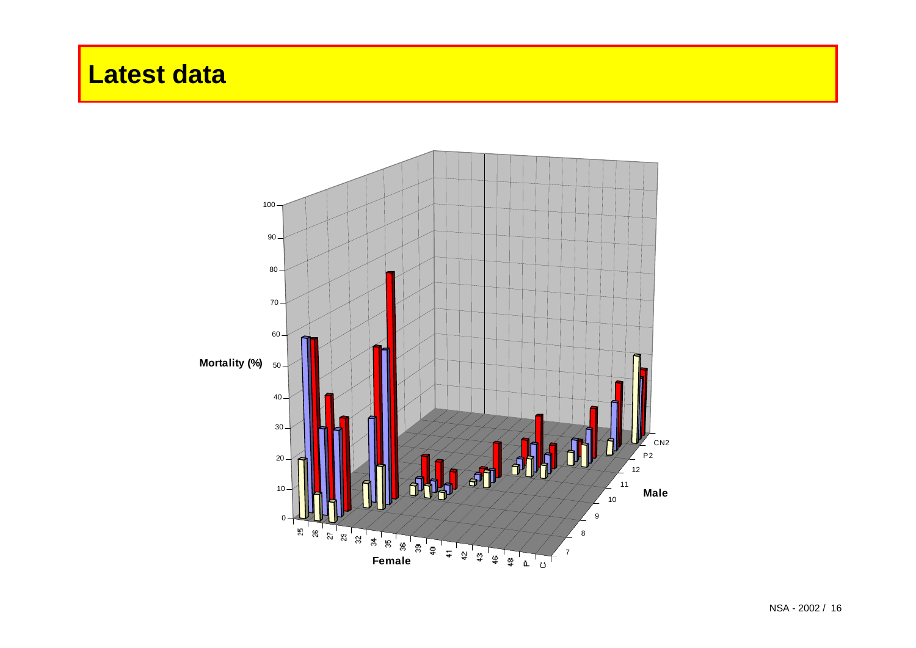# Latest data

Mortality (%)

100
90
80
70
60
50
40
30
20
10
0

Female

25
26
27
28
32
34
35
36
39
40
41
42
43
46
48
P
C

Male

7
8
9
10
11
12
P2
CN2